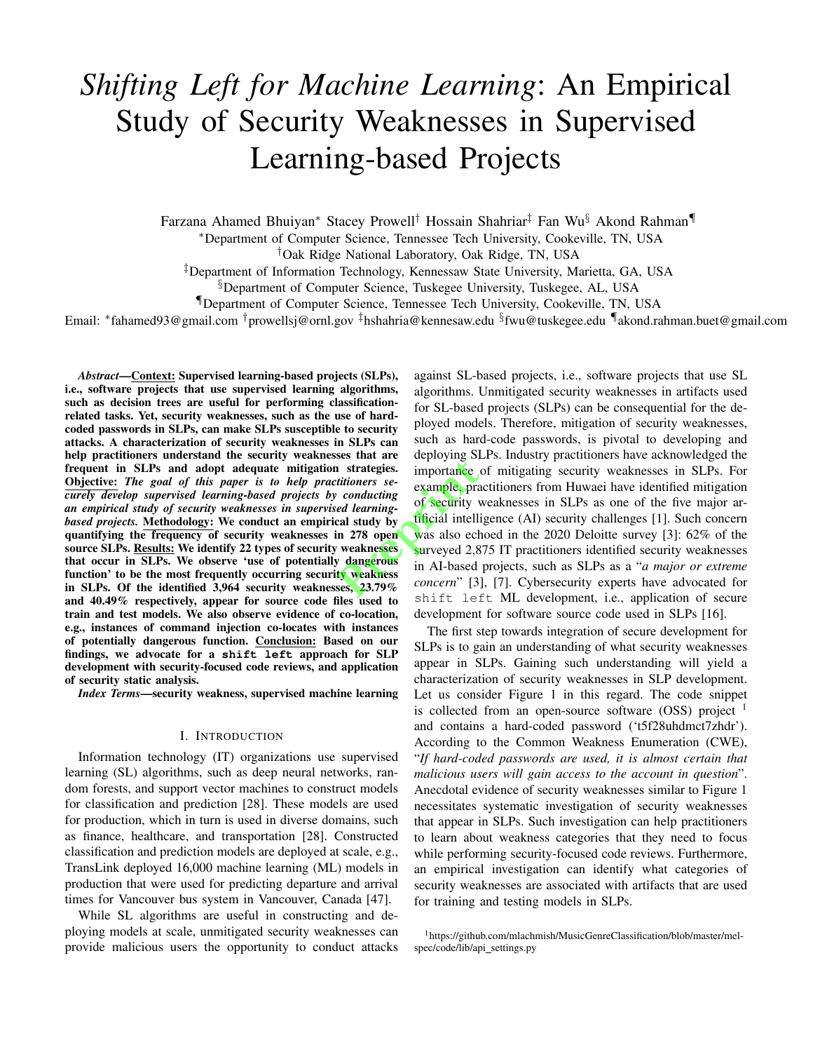# *Shifting Left for Machine Learning*: An Empirical Study of Security Weaknesses in Supervised Learning-based Projects

Farzana Ahamed Bhuiyan[*] Stacey Prowell[†] Hossain Shahriar[‡] Fan Wu[§] Akond Rahman[¶]

[*]Department of Computer Science, Tennessee Tech University, Cookeville, TN, USA
[†]Oak Ridge National Laboratory, Oak Ridge, TN, USA
[‡]Department of Information Technology, Kennesaw State University, Marietta, GA, USA
[§]Department of Computer Science, Tuskegee University, Tuskegee, AL, USA
[¶]Department of Computer Science, Tennessee Tech University, Cookeville, TN, USA

Email: [*]fahamed93@gmail.com [†]prowellsj@ornl.gov [‡]hshahria@kennesaw.edu [§]fwu@tuskegee.edu [¶]akond.rahman.buet@gmail.com

***Abstract*—<u>Context:</u> Supervised learning-based projects (SLPs), i.e., software projects that use supervised learning algorithms, such as decision trees are useful for performing classification-related tasks. Yet, security weaknesses, such as the use of hard-coded passwords in SLPs, can make SLPs susceptible to security attacks. A characterization of security weaknesses in SLPs can help practitioners understand the security weaknesses that are frequent in SLPs and adopt adequate mitigation strategies. <u>Objective:</u> *The goal of this paper is to help practitioners securely develop supervised learning-based projects by conducting an empirical study of security weaknesses in supervised learning-based projects.* <u>Methodology:</u> We conduct an empirical study by quantifying the frequency of security weaknesses in 278 open source SLPs. <u>Results:</u> We identify 22 types of security weaknesses that occur in SLPs. We observe 'use of potentially dangerous function' to be the most frequently occurring security weakness in SLPs. Of the identified 3,964 security weaknesses, 23.79% and 40.49% respectively, appear for source code files used to train and test models. We also observe evidence of co-location, e.g., instances of command injection co-locates with instances of potentially dangerous function. <u>Conclusion:</u> Based on our findings, we advocate for a `shift left` approach for SLP development with security-focused code reviews, and application of security static analysis.**

***Index Terms*—security weakness, supervised machine learning**

## I. Introduction

Information technology (IT) organizations use supervised learning (SL) algorithms, such as deep neural networks, random forests, and support vector machines to construct models for classification and prediction [28]. These models are used for production, which in turn is used in diverse domains, such as finance, healthcare, and transportation [28]. Constructed classification and prediction models are deployed at scale, e.g., TransLink deployed 16,000 machine learning (ML) models in production that were used for predicting departure and arrival times for Vancouver bus system in Vancouver, Canada [47].

While SL algorithms are useful in constructing and deploying models at scale, unmitigated security weaknesses can provide malicious users the opportunity to conduct attacks against SL-based projects, i.e., software projects that use SL algorithms. Unmitigated security weaknesses in artifacts used for SL-based projects (SLPs) can be consequential for the deployed models. Therefore, mitigation of security weaknesses, such as hard-code passwords, is pivotal to developing and deploying SLPs. Industry practitioners have acknowledged the importance of mitigating security weaknesses in SLPs. For example, practitioners from Huwaei have identified mitigation of security weaknesses in SLPs as one of the five major artificial intelligence (AI) security challenges [1]. Such concern was also echoed in the 2020 Deloitte survey [3]: 62% of the surveyed 2,875 IT practitioners identified security weaknesses in AI-based projects, such as SLPs as a "*a major or extreme concern*" [3], [7]. Cybersecurity experts have advocated for `shift left` ML development, i.e., application of secure development for software source code used in SLPs [16].

The first step towards integration of secure development for SLPs is to gain an understanding of what security weaknesses appear in SLPs. Gaining such understanding will yield a characterization of security weaknesses in SLP development. Let us consider Figure 1 in this regard. The code snippet is collected from an open-source software (OSS) project [1] and contains a hard-coded password ('t5f28uhdmct7zhdr'). According to the Common Weakness Enumeration (CWE), "*If hard-coded passwords are used, it is almost certain that malicious users will gain access to the account in question*". Anecdotal evidence of security weaknesses similar to Figure 1 necessitates systematic investigation of security weaknesses that appear in SLPs. Such investigation can help practitioners to learn about weakness categories that they need to focus while performing security-focused code reviews. Furthermore, an empirical investigation can identify what categories of security weaknesses are associated with artifacts that are used for training and testing models in SLPs.

[1] https://github.com/mlachmish/MusicGenreClassification/blob/master/mel-spec/code/lib/api_settings.py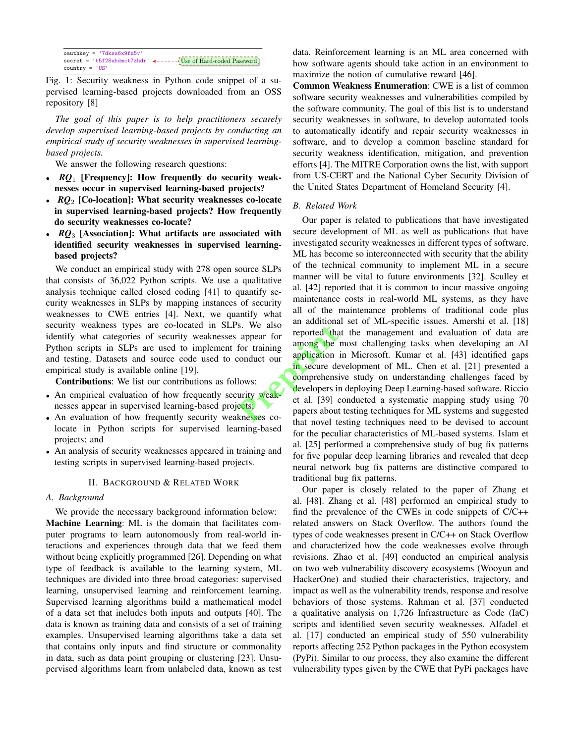```
oauthkey = '7dkss6x9fn5v'
secret = 't5f28uhdmct7zhdr'  <------ Use of Hard-coded Password
country = 'US'
```

Fig. 1: Security weakness in Python code snippet of a supervised learning-based projects downloaded from an OSS repository [8]

*The goal of this paper is to help practitioners securely develop supervised learning-based projects by conducting an empirical study of security weaknesses in supervised learning-based projects.*

We answer the following research questions:

- ***RQ*$_1$ [Frequency]: How frequently do security weaknesses occur in supervised learning-based projects?**
- ***RQ*$_2$ [Co-location]: What security weaknesses co-locate in supervised learning-based projects? How frequently do security weaknesses co-locate?**
- ***RQ*$_3$ [Association]: What artifacts are associated with identified security weaknesses in supervised learning-based projects?**

We conduct an empirical study with 278 open source SLPs that consists of 36,022 Python scripts. We use a qualitative analysis technique called closed coding [41] to quantify security weaknesses in SLPs by mapping instances of security weaknesses to CWE entries [4]. Next, we quantify what security weakness types are co-located in SLPs. We also identify what categories of security weaknesses appear for Python scripts in SLPs are used to implement for training and testing. Datasets and source code used to conduct our empirical study is available online [19].

**Contributions**: We list our contributions as follows:

- An empirical evaluation of how frequently security weaknesses appear in supervised learning-based projects;
- An evaluation of how frequently security weaknesses co-locate in Python scripts for supervised learning-based projects; and
- An analysis of security weaknesses appeared in training and testing scripts in supervised learning-based projects.

## II. Background & Related Work

### A. Background

We provide the necessary background information below:

**Machine Learning**: ML is the domain that facilitates computer programs to learn autonomously from real-world interactions and experiences through data that we feed them without being explicitly programmed [26]. Depending on what type of feedback is available to the learning system, ML techniques are divided into three broad categories: supervised learning, unsupervised learning and reinforcement learning. Supervised learning algorithms build a mathematical model of a data set that includes both inputs and outputs [40]. The data is known as training data and consists of a set of training examples. Unsupervised learning algorithms take a data set that contains only inputs and find structure or commonality in data, such as data point grouping or clustering [23]. Unsupervised algorithms learn from unlabeled data, known as test data. Reinforcement learning is an ML area concerned with how software agents should take action in an environment to maximize the notion of cumulative reward [46].

**Common Weakness Enumeration**: CWE is a list of common software security weaknesses and vulnerabilities compiled by the software community. The goal of this list is to understand security weaknesses in software, to develop automated tools to automatically identify and repair security weaknesses in software, and to develop a common baseline standard for security weakness identification, mitigation, and prevention efforts [4]. The MITRE Corporation owns the list, with support from US-CERT and the National Cyber Security Division of the United States Department of Homeland Security [4].

### B. Related Work

Our paper is related to publications that have investigated secure development of ML as well as publications that have investigated security weaknesses in different types of software. ML has become so interconnected with security that the ability of the technical community to implement ML in a secure manner will be vital to future environments [32]. Sculley et al. [42] reported that it is common to incur massive ongoing maintenance costs in real-world ML systems, as they have all of the maintenance problems of traditional code plus an additional set of ML-specific issues. Amershi et al. [18] reported that the management and evaluation of data are among the most challenging tasks when developing an AI application in Microsoft. Kumar et al. [43] identified gaps in secure development of ML. Chen et al. [21] presented a comprehensive study on understanding challenges faced by developers in deploying Deep Learning-based software. Riccio et al. [39] conducted a systematic mapping study using 70 papers about testing techniques for ML systems and suggested that novel testing techniques need to be devised to account for the peculiar characteristics of ML-based systems. Islam et al. [25] performed a comprehensive study of bug fix patterns for five popular deep learning libraries and revealed that deep neural network bug fix patterns are distinctive compared to traditional bug fix patterns.

Our paper is closely related to the paper of Zhang et al. [48]. Zhang et al. [48] performed an empirical study to find the prevalence of the CWEs in code snippets of C/C++ related answers on Stack Overflow. The authors found the types of code weaknesses present in C/C++ on Stack Overflow and characterized how the code weaknesses evolve through revisions. Zhao et al. [49] conducted an empirical analysis on two web vulnerability discovery ecosystems (Wooyun and HackerOne) and studied their characteristics, trajectory, and impact as well as the vulnerability trends, response and resolve behaviors of those systems. Rahman et al. [37] conducted a qualitative analysis on 1,726 Infrastructure as Code (IaC) scripts and identified seven security weaknesses. Alfadel et al. [17] conducted an empirical study of 550 vulnerability reports affecting 252 Python packages in the Python ecosystem (PyPi). Similar to our process, they also examine the different vulnerability types given by the CWE that PyPi packages have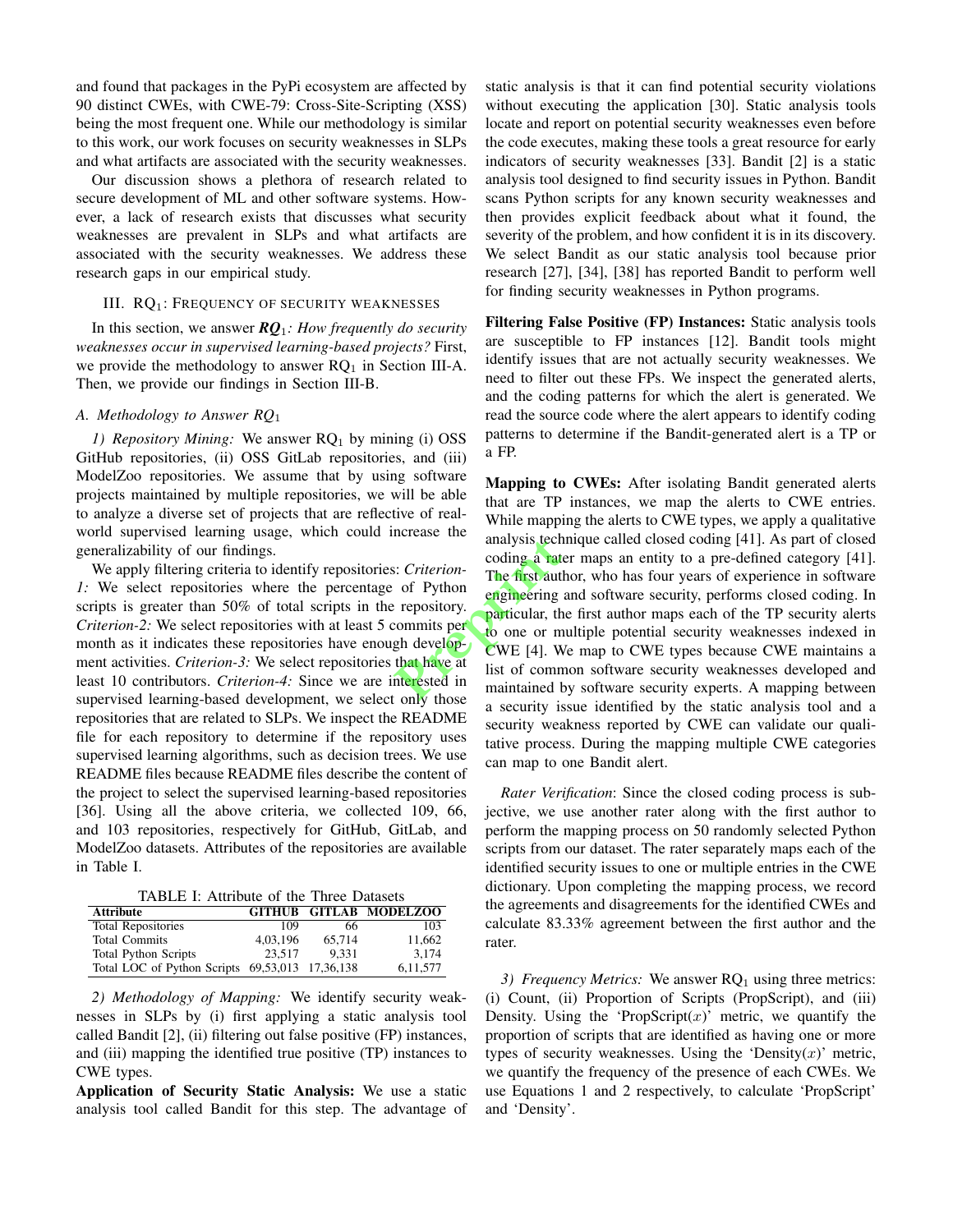and found that packages in the PyPi ecosystem are affected by 90 distinct CWEs, with CWE-79: Cross-Site-Scripting (XSS) being the most frequent one. While our methodology is similar to this work, our work focuses on security weaknesses in SLPs and what artifacts are associated with the security weaknesses.

Our discussion shows a plethora of research related to secure development of ML and other software systems. However, a lack of research exists that discusses what security weaknesses are prevalent in SLPs and what artifacts are associated with the security weaknesses. We address these research gaps in our empirical study.

## III. RQ$_1$: Frequency of Security Weaknesses

In this section, we answer ***RQ***$_1$*: How frequently do security weaknesses occur in supervised learning-based projects?* First, we provide the methodology to answer RQ$_1$ in Section III-A. Then, we provide our findings in Section III-B.

### A. Methodology to Answer RQ$_1$

*1) Repository Mining:* We answer RQ$_1$ by mining (i) OSS GitHub repositories, (ii) OSS GitLab repositories, and (iii) ModelZoo repositories. We assume that by using software projects maintained by multiple repositories, we will be able to analyze a diverse set of projects that are reflective of real-world supervised learning usage, which could increase the generalizability of our findings.

We apply filtering criteria to identify repositories: *Criterion-1:* We select repositories where the percentage of Python scripts is greater than 50% of total scripts in the repository. *Criterion-2:* We select repositories with at least 5 commits per month as it indicates these repositories have enough development activities. *Criterion-3:* We select repositories that have at least 10 contributors. *Criterion-4:* Since we are interested in supervised learning-based development, we select only those repositories that are related to SLPs. We inspect the README file for each repository to determine if the repository uses supervised learning algorithms, such as decision trees. We use README files because README files describe the content of the project to select the supervised learning-based repositories [36]. Using all the above criteria, we collected 109, 66, and 103 repositories, respectively for GitHub, GitLab, and ModelZoo datasets. Attributes of the repositories are available in Table I.

TABLE I: Attribute of the Three Datasets

| Attribute | GITHUB | GITLAB | MODELZOO |
|---|---|---|---|
| Total Repositories | 109 | 66 | 103 |
| Total Commits | 4,03,196 | 65,714 | 11,662 |
| Total Python Scripts | 23,517 | 9,331 | 3,174 |
| Total LOC of Python Scripts | 69,53,013 | 17,36,138 | 6,11,577 |

*2) Methodology of Mapping:* We identify security weaknesses in SLPs by (i) first applying a static analysis tool called Bandit [2], (ii) filtering out false positive (FP) instances, and (iii) mapping the identified true positive (TP) instances to CWE types.

**Application of Security Static Analysis:** We use a static analysis tool called Bandit for this step. The advantage of static analysis is that it can find potential security violations without executing the application [30]. Static analysis tools locate and report on potential security weaknesses even before the code executes, making these tools a great resource for early indicators of security weaknesses [33]. Bandit [2] is a static analysis tool designed to find security issues in Python. Bandit scans Python scripts for any known security weaknesses and then provides explicit feedback about what it found, the severity of the problem, and how confident it is in its discovery. We select Bandit as our static analysis tool because prior research [27], [34], [38] has reported Bandit to perform well for finding security weaknesses in Python programs.

**Filtering False Positive (FP) Instances:** Static analysis tools are susceptible to FP instances [12]. Bandit tools might identify issues that are not actually security weaknesses. We need to filter out these FPs. We inspect the generated alerts, and the coding patterns for which the alert is generated. We read the source code where the alert appears to identify coding patterns to determine if the Bandit-generated alert is a TP or a FP.

**Mapping to CWEs:** After isolating Bandit generated alerts that are TP instances, we map the alerts to CWE entries. While mapping the alerts to CWE types, we apply a qualitative analysis technique called closed coding [41]. As part of closed coding a rater maps an entity to a pre-defined category [41]. The first author, who has four years of experience in software engineering and software security, performs closed coding. In particular, the first author maps each of the TP security alerts to one or multiple potential security weaknesses indexed in CWE [4]. We map to CWE types because CWE maintains a list of common software security weaknesses developed and maintained by software security experts. A mapping between a security issue identified by the static analysis tool and a security weakness reported by CWE can validate our qualitative process. During the mapping multiple CWE categories can map to one Bandit alert.

*Rater Verification*: Since the closed coding process is subjective, we use another rater along with the first author to perform the mapping process on 50 randomly selected Python scripts from our dataset. The rater separately maps each of the identified security issues to one or multiple entries in the CWE dictionary. Upon completing the mapping process, we record the agreements and disagreements for the identified CWEs and calculate 83.33% agreement between the first author and the rater.

*3) Frequency Metrics:* We answer RQ$_1$ using three metrics: (i) Count, (ii) Proportion of Scripts (PropScript), and (iii) Density. Using the 'PropScript($x$)' metric, we quantify the proportion of scripts that are identified as having one or more types of security weaknesses. Using the 'Density($x$)' metric, we quantify the frequency of the presence of each CWEs. We use Equations 1 and 2 respectively, to calculate 'PropScript' and 'Density'.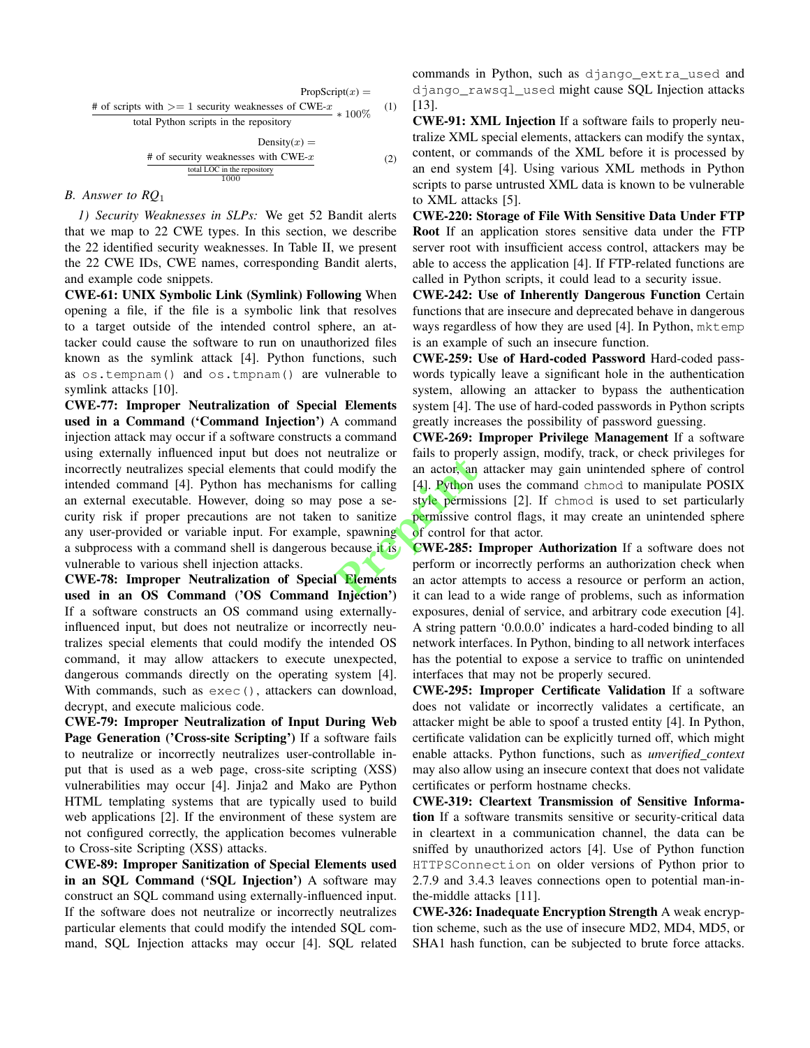$$\text{PropScript}(x) = \frac{\text{\# of scripts with} >= 1 \text{ security weaknesses of CWE-}x}{\text{total Python scripts in the repository}} * 100\% \quad (1)$$

$$\text{Density}(x) = \frac{\text{\# of security weaknesses with CWE-}x}{\frac{\text{total LOC in the repository}}{1000}} \quad (2)$$

### B. Answer to RQ$_1$

*1) Security Weaknesses in SLPs:* We get 52 Bandit alerts that we map to 22 CWE types. In this section, we describe the 22 identified security weaknesses. In Table II, we present the 22 CWE IDs, CWE names, corresponding Bandit alerts, and example code snippets.

**CWE-61: UNIX Symbolic Link (Symlink) Following** When opening a file, if the file is a symbolic link that resolves to a target outside of the intended control sphere, an attacker could cause the software to run on unauthorized files known as the symlink attack [4]. Python functions, such as `os.tempnam()` and `os.tmpnam()` are vulnerable to symlink attacks [10].

**CWE-77: Improper Neutralization of Special Elements used in a Command ('Command Injection')** A command injection attack may occur if a software constructs a command using externally influenced input but does not neutralize or incorrectly neutralizes special elements that could modify the intended command [4]. Python has mechanisms for calling an external executable. However, doing so may pose a security risk if proper precautions are not taken to sanitize any user-provided or variable input. For example, spawning a subprocess with a command shell is dangerous because it is vulnerable to various shell injection attacks.

**CWE-78: Improper Neutralization of Special Elements used in an OS Command ('OS Command Injection')** If a software constructs an OS command using externally-influenced input, but does not neutralize or incorrectly neutralizes special elements that could modify the intended OS command, it may allow attackers to execute unexpected, dangerous commands directly on the operating system [4]. With commands, such as `exec()`, attackers can download, decrypt, and execute malicious code.

**CWE-79: Improper Neutralization of Input During Web Page Generation ('Cross-site Scripting')** If a software fails to neutralize or incorrectly neutralizes user-controllable input that is used as a web page, cross-site scripting (XSS) vulnerabilities may occur [4]. Jinja2 and Mako are Python HTML templating systems that are typically used to build web applications [2]. If the environment of these system are not configured correctly, the application becomes vulnerable to Cross-site Scripting (XSS) attacks.

**CWE-89: Improper Sanitization of Special Elements used in an SQL Command ('SQL Injection')** A software may construct an SQL command using externally-influenced input. If the software does not neutralize or incorrectly neutralizes particular elements that could modify the intended SQL command, SQL Injection attacks may occur [4]. SQL related commands in Python, such as `django_extra_used` and `django_rawsql_used` might cause SQL Injection attacks [13].

**CWE-91: XML Injection** If a software fails to properly neutralize XML special elements, attackers can modify the syntax, content, or commands of the XML before it is processed by an end system [4]. Using various XML methods in Python scripts to parse untrusted XML data is known to be vulnerable to XML attacks [5].

**CWE-220: Storage of File With Sensitive Data Under FTP Root** If an application stores sensitive data under the FTP server root with insufficient access control, attackers may be able to access the application [4]. If FTP-related functions are called in Python scripts, it could lead to a security issue.

**CWE-242: Use of Inherently Dangerous Function** Certain functions that are insecure and deprecated behave in dangerous ways regardless of how they are used [4]. In Python, `mktemp` is an example of such an insecure function.

**CWE-259: Use of Hard-coded Password** Hard-coded passwords typically leave a significant hole in the authentication system, allowing an attacker to bypass the authentication system [4]. The use of hard-coded passwords in Python scripts greatly increases the possibility of password guessing.

**CWE-269: Improper Privilege Management** If a software fails to properly assign, modify, track, or check privileges for an actor, an attacker may gain unintended sphere of control [4]. Python uses the command `chmod` to manipulate POSIX style permissions [2]. If `chmod` is used to set particularly permissive control flags, it may create an unintended sphere of control for that actor.

**CWE-285: Improper Authorization** If a software does not perform or incorrectly performs an authorization check when an actor attempts to access a resource or perform an action, it can lead to a wide range of problems, such as information exposures, denial of service, and arbitrary code execution [4]. A string pattern '0.0.0.0' indicates a hard-coded binding to all network interfaces. In Python, binding to all network interfaces has the potential to expose a service to traffic on unintended interfaces that may not be properly secured.

**CWE-295: Improper Certificate Validation** If a software does not validate or incorrectly validates a certificate, an attacker might be able to spoof a trusted entity [4]. In Python, certificate validation can be explicitly turned off, which might enable attacks. Python functions, such as *unverified_context* may also allow using an insecure context that does not validate certificates or perform hostname checks.

**CWE-319: Cleartext Transmission of Sensitive Information** If a software transmits sensitive or security-critical data in cleartext in a communication channel, the data can be sniffed by unauthorized actors [4]. Use of Python function `HTTPSConnection` on older versions of Python prior to 2.7.9 and 3.4.3 leaves connections open to potential man-in-the-middle attacks [11].

**CWE-326: Inadequate Encryption Strength** A weak encryption scheme, such as the use of insecure MD2, MD4, MD5, or SHA1 hash function, can be subjected to brute force attacks.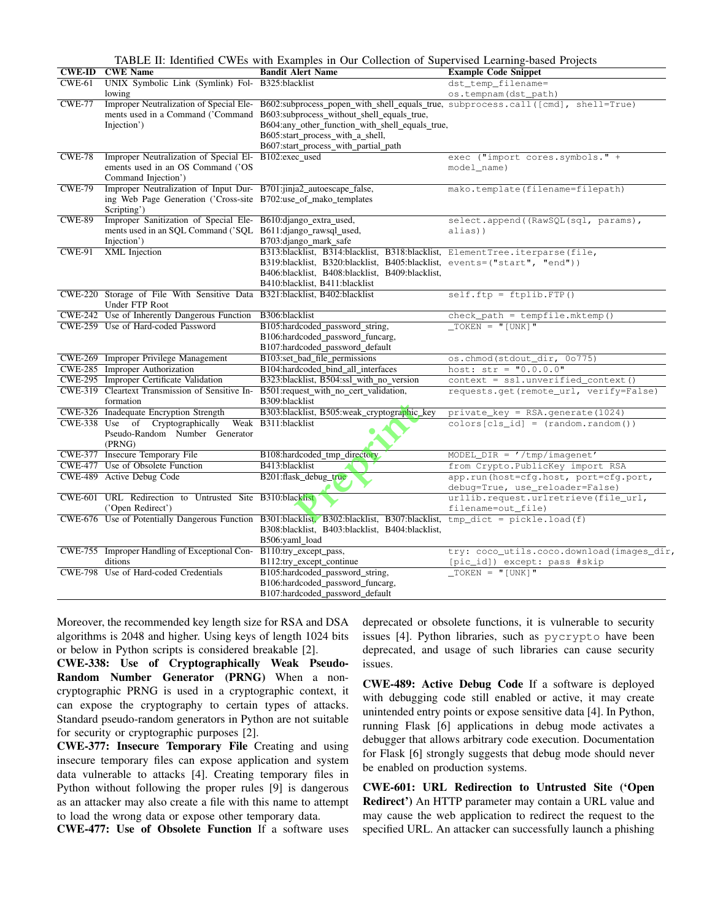TABLE II: Identified CWEs with Examples in Our Collection of Supervised Learning-based Projects

| CWE-ID | CWE Name | Bandit Alert Name | Example Code Snippet |
|---|---|---|---|
| CWE-61 | UNIX Symbolic Link (Symlink) Following | B325:blacklist | `dst_temp_filename= os.tempnam(dst_path)` |
| CWE-77 | Improper Neutralization of Special Elements used in a Command ('Command Injection') | B602:subprocess_popen_with_shell_equals_true, B603:subprocess_without_shell_equals_true, B604:any_other_function_with_shell_equals_true, B605:start_process_with_a_shell, B607:start_process_with_partial_path | `subprocess.call([cmd], shell=True)` |
| CWE-78 | Improper Neutralization of Special Elements used in an OS Command ('OS Command Injection') | B102:exec_used | `exec ("import cores.symbols." + model_name)` |
| CWE-79 | Improper Neutralization of Input During Web Page Generation ('Cross-site Scripting') | B701:jinja2_autoescape_false, B702:use_of_mako_templates | `mako.template(filename=filepath)` |
| CWE-89 | Improper Sanitization of Special Elements used in an SQL Command ('SQL Injection') | B610:django_extra_used, B611:django_rawsql_used, B703:django_mark_safe | `select.append((RawSQL(sql, params), alias))` |
| CWE-91 | XML Injection | B313:blacklist, B314:blacklist, B318:blacklist, B319:blacklist, B320:blacklist, B405:blacklist, B406:blacklist, B408:blacklist, B409:blacklist, B410:blacklist, B411:blacklist | `ElementTree.iterparse(file, events=("start", "end"))` |
| CWE-220 | Storage of File With Sensitive Data Under FTP Root | B321:blacklist, B402:blacklist | `self.ftp = ftplib.FTP()` |
| CWE-242 | Use of Inherently Dangerous Function | B306:blacklist | `check_path = tempfile.mktemp()` |
| CWE-259 | Use of Hard-coded Password | B105:hardcoded_password_string, B106:hardcoded_password_funcarg, B107:hardcoded_password_default | `_TOKEN = "[UNK]"` |
| CWE-269 | Improper Privilege Management | B103:set_bad_file_permissions | `os.chmod(stdout_dir, 0o775)` |
| CWE-285 | Improper Authorization | B104:hardcoded_bind_all_interfaces | `host: str = "0.0.0.0"` |
| CWE-295 | Improper Certificate Validation | B323:blacklist, B504:ssl_with_no_version | `context = ssl.unverified_context()` |
| CWE-319 | Cleartext Transmission of Sensitive Information | B501:request_with_no_cert_validation, B309:blacklist | `requests.get(remote_url, verify=False)` |
| CWE-326 | Inadequate Encryption Strength | B303:blacklist, B505:weak_cryptographic_key | `private_key = RSA.generate(1024)` |
| CWE-338 | Use of Cryptographically Weak Pseudo-Random Number Generator (PRNG) | B311:blacklist | `colors[cls_id] = (random.random())` |
| CWE-377 | Insecure Temporary File | B108:hardcoded_tmp_directory | `MODEL_DIR = '/tmp/imagenet'` |
| CWE-477 | Use of Obsolete Function | B413:blacklist | `from Crypto.PublicKey import RSA` |
| CWE-489 | Active Debug Code | B201:flask_debug_true | `app.run(host=cfg.host, port=cfg.port, debug=True, use_reloader=False)` |
| CWE-601 | URL Redirection to Untrusted Site ('Open Redirect') | B310:blacklist | `urllib.request.urlretrieve(file_url, filename=out_file)` |
| CWE-676 | Use of Potentially Dangerous Function | B301:blacklist, B302:blacklist, B307:blacklist, B308:blacklist, B403:blacklist, B404:blacklist, B506:yaml_load | `tmp_dict = pickle.load(f)` |
| CWE-755 | Improper Handling of Exceptional Conditions | B110:try_except_pass, B112:try_except_continue | `try: coco_utils.coco.download(images_dir, [pic_id]) except: pass #skip` |
| CWE-798 | Use of Hard-coded Credentials | B105:hardcoded_password_string, B106:hardcoded_password_funcarg, B107:hardcoded_password_default | `_TOKEN = "[UNK]"` |

Moreover, the recommended key length size for RSA and DSA algorithms is 2048 and higher. Using keys of length 1024 bits or below in Python scripts is considered breakable [2].

**CWE-338: Use of Cryptographically Weak Pseudo-Random Number Generator (PRNG)** When a non-cryptographic PRNG is used in a cryptographic context, it can expose the cryptography to certain types of attacks. Standard pseudo-random generators in Python are not suitable for security or cryptographic purposes [2].

**CWE-377: Insecure Temporary File** Creating and using insecure temporary files can expose application and system data vulnerable to attacks [4]. Creating temporary files in Python without following the proper rules [9] is dangerous as an attacker may also create a file with this name to attempt to load the wrong data or expose other temporary data.

**CWE-477: Use of Obsolete Function** If a software uses deprecated or obsolete functions, it is vulnerable to security issues [4]. Python libraries, such as `pycrypto` have been deprecated, and usage of such libraries can cause security issues.

**CWE-489: Active Debug Code** If a software is deployed with debugging code still enabled or active, it may create unintended entry points or expose sensitive data [4]. In Python, running Flask [6] applications in debug mode activates a debugger that allows arbitrary code execution. Documentation for Flask [6] strongly suggests that debug mode should never be enabled on production systems.

**CWE-601: URL Redirection to Untrusted Site ('Open Redirect')** An HTTP parameter may contain a URL value and may cause the web application to redirect the request to the specified URL. An attacker can successfully launch a phishing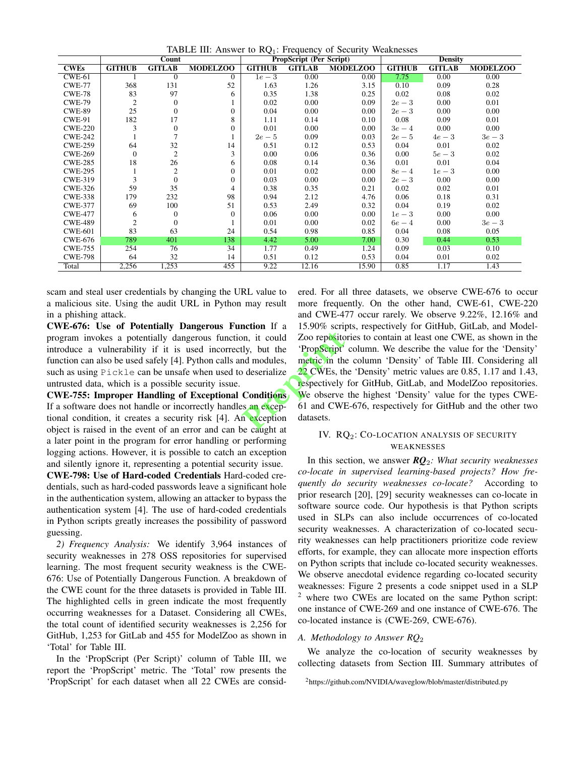TABLE III: Answer to RQ$_1$: Frequency of Security Weaknesses

| | Count | | | PropScript (Per Script) | | | Density | | |
|---|---|---|---|---|---|---|---|---|---|
| CWEs | GITHUB | GITLAB | MODELZOO | GITHUB | GITLAB | MODELZOO | GITHUB | GITLAB | MODELZOO |
| CWE-61 | 1 | 0 | 0 | $1e-3$ | 0.00 | 0.00 | 7.75 | 0.00 | 0.00 |
| CWE-77 | 368 | 131 | 52 | 1.63 | 1.26 | 3.15 | 0.10 | 0.09 | 0.28 |
| CWE-78 | 83 | 97 | 6 | 0.35 | 1.38 | 0.25 | 0.02 | 0.08 | 0.02 |
| CWE-79 | 2 | 0 | 1 | 0.02 | 0.00 | 0.09 | $2e-3$ | 0.00 | 0.01 |
| CWE-89 | 25 | 0 | 0 | 0.04 | 0.00 | 0.00 | $2e-3$ | 0.00 | 0.00 |
| CWE-91 | 182 | 17 | 8 | 1.11 | 0.14 | 0.10 | 0.08 | 0.09 | 0.01 |
| CWE-220 | 3 | 0 | 0 | 0.01 | 0.00 | 0.00 | $3e-4$ | 0.00 | 0.00 |
| CWE-242 | 1 | 7 | 1 | $2e-5$ | 0.09 | 0.03 | $2e-5$ | $4e-3$ | $3e-3$ |
| CWE-259 | 64 | 32 | 14 | 0.51 | 0.12 | 0.53 | 0.04 | 0.01 | 0.02 |
| CWE-269 | 0 | 2 | 3 | 0.00 | 0.06 | 0.36 | 0.00 | $5e-3$ | 0.02 |
| CWE-285 | 18 | 26 | 6 | 0.08 | 0.14 | 0.36 | 0.01 | 0.01 | 0.04 |
| CWE-295 | 1 | 2 | 0 | 0.01 | 0.02 | 0.00 | $8e-4$ | $1e-3$ | 0.00 |
| CWE-319 | 3 | 0 | 0 | 0.03 | 0.00 | 0.00 | $2e-3$ | 0.00 | 0.00 |
| CWE-326 | 59 | 35 | 4 | 0.38 | 0.35 | 0.21 | 0.02 | 0.02 | 0.01 |
| CWE-338 | 179 | 232 | 98 | 0.94 | 2.12 | 4.76 | 0.06 | 0.18 | 0.31 |
| CWE-377 | 69 | 100 | 51 | 0.53 | 2.49 | 0.32 | 0.04 | 0.19 | 0.02 |
| CWE-477 | 6 | 0 | 0 | 0.06 | 0.00 | 0.00 | $1e-3$ | 0.00 | 0.00 |
| CWE-489 | 2 | 0 | 1 | 0.01 | 0.00 | 0.02 | $6e-4$ | 0.00 | $3e-3$ |
| CWE-601 | 83 | 63 | 24 | 0.54 | 0.98 | 0.85 | 0.04 | 0.08 | 0.05 |
| CWE-676 | 789 | 401 | 138 | 4.42 | 5.00 | 7.00 | 0.30 | 0.44 | 0.53 |
| CWE-755 | 254 | 76 | 34 | 1.77 | 0.49 | 1.24 | 0.09 | 0.03 | 0.10 |
| CWE-798 | 64 | 32 | 14 | 0.51 | 0.12 | 0.53 | 0.04 | 0.01 | 0.02 |
| Total | 2,256 | 1,253 | 455 | 9.22 | 12.16 | 15.90 | 0.85 | 1.17 | 1.43 |

scam and steal user credentials by changing the URL value to a malicious site. Using the audit URL in Python may result in a phishing attack.

**CWE-676: Use of Potentially Dangerous Function** If a program invokes a potentially dangerous function, it could introduce a vulnerability if it is used incorrectly, but the function can also be used safely [4]. Python calls and modules, such as using `Pickle` can be unsafe when used to deserialize untrusted data, which is a possible security issue.

**CWE-755: Improper Handling of Exceptional Conditions** If a software does not handle or incorrectly handles an exceptional condition, it creates a security risk [4]. An exception object is raised in the event of an error and can be caught at a later point in the program for error handling or performing logging actions. However, it is possible to catch an exception and silently ignore it, representing a potential security issue.

**CWE-798: Use of Hard-coded Credentials** Hard-coded credentials, such as hard-coded passwords leave a significant hole in the authentication system, allowing an attacker to bypass the authentication system [4]. The use of hard-coded credentials in Python scripts greatly increases the possibility of password guessing.

*2) Frequency Analysis:* We identify 3,964 instances of security weaknesses in 278 OSS repositories for supervised learning. The most frequent security weakness is the CWE-676: Use of Potentially Dangerous Function. A breakdown of the CWE count for the three datasets is provided in Table III. The highlighted cells in green indicate the most frequently occurring weaknesses for a Dataset. Considering all CWEs, the total count of identified security weaknesses is 2,256 for GitHub, 1,253 for GitLab and 455 for ModelZoo as shown in 'Total' for Table III.

In the 'PropScript (Per Script)' column of Table III, we report the 'PropScript' metric. The 'Total' row presents the 'PropScript' for each dataset when all 22 CWEs are considered. For all three datasets, we observe CWE-676 to occur more frequently. On the other hand, CWE-61, CWE-220 and CWE-477 occur rarely. We observe 9.22%, 12.16% and 15.90% scripts, respectively for GitHub, GitLab, and ModelZoo repositories to contain at least one CWE, as shown in the 'PropScript' column. We describe the value for the 'Density' metric in the column 'Density' of Table III. Considering all 22 CWEs, the 'Density' metric values are 0.85, 1.17 and 1.43, respectively for GitHub, GitLab, and ModelZoo repositories. We observe the highest 'Density' value for the types CWE-61 and CWE-676, respectively for GitHub and the other two datasets.

## IV. RQ$_2$: Co-location Analysis of Security Weaknesses

In this section, we answer ***RQ$_2$****: What security weaknesses co-locate in supervised learning-based projects? How frequently do security weaknesses co-locate?* According to prior research [20], [29] security weaknesses can co-locate in software source code. Our hypothesis is that Python scripts used in SLPs can also include occurrences of co-located security weaknesses. A characterization of co-located security weaknesses can help practitioners prioritize code review efforts, for example, they can allocate more inspection efforts on Python scripts that include co-located security weaknesses. We observe anecdotal evidence regarding co-located security weaknesses: Figure 2 presents a code snippet used in a SLP [2] where two CWEs are located on the same Python script: one instance of CWE-269 and one instance of CWE-676. The co-located instance is (CWE-269, CWE-676).

### A. Methodology to Answer RQ$_2$

We analyze the co-location of security weaknesses by collecting datasets from Section III. Summary attributes of

[2]https://github.com/NVIDIA/waveglow/blob/master/distributed.py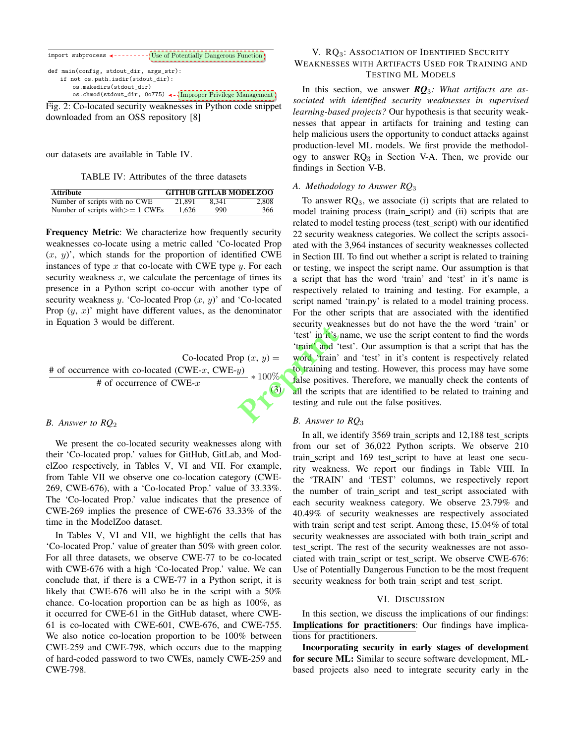```
import subprocess <--------- Use of Potentially Dangerous Function

def main(config, stdout_dir, args_str):
    if not os.path.isdir(stdout_dir):
        os.makedirs(stdout_dir)
        os.chmod(stdout_dir, 0o775) <-- Improper Privilege Management
```

Fig. 2: Co-located security weaknesses in Python code snippet downloaded from an OSS repository [8]

our datasets are available in Table IV.

TABLE IV: Attributes of the three datasets

| Attribute | GITHUB | GITLAB | MODELZOO |
|---|---|---|---|
| Number of scripts with no CWE | 21,891 | 8,341 | 2,808 |
| Number of scripts with>= 1 CWEs | 1,626 | 990 | 366 |

**Frequency Metric**: We characterize how frequently security weaknesses co-locate using a metric called 'Co-located Prop ($x$, $y$)', which stands for the proportion of identified CWE instances of type $x$ that co-locate with CWE type $y$. For each security weakness $x$, we calculate the percentage of times its presence in a Python script co-occur with another type of security weakness $y$. 'Co-located Prop ($x$, $y$)' and 'Co-located Prop ($y$, $x$)' might have different values, as the denominator in Equation 3 would be different.

$$\text{Co-located Prop } (x, y) = \frac{\text{\# of occurrence with co-located (CWE-}x\text{, CWE-}y\text{)}}{\text{\# of occurrence of CWE-}x} * 100\% \quad (3)$$

### B. Answer to RQ$_2$

We present the co-located security weaknesses along with their 'Co-located prop.' values for GitHub, GitLab, and ModelZoo respectively, in Tables V, VI and VII. For example, from Table VII we observe one co-location category (CWE-269, CWE-676), with a 'Co-located Prop.' value of 33.33%. The 'Co-located Prop.' value indicates that the presence of CWE-269 implies the presence of CWE-676 33.33% of the time in the ModelZoo dataset.

In Tables V, VI and VII, we highlight the cells that has 'Co-located Prop.' value of greater than 50% with green color. For all three datasets, we observe CWE-77 to be co-located with CWE-676 with a high 'Co-located Prop.' value. We can conclude that, if there is a CWE-77 in a Python script, it is likely that CWE-676 will also be in the script with a 50% chance. Co-location proportion can be as high as 100%, as it occurred for CWE-61 in the GitHub dataset, where CWE-61 is co-located with CWE-601, CWE-676, and CWE-755. We also notice co-location proportion to be 100% between CWE-259 and CWE-798, which occurs due to the mapping of hard-coded password to two CWEs, namely CWE-259 and CWE-798.

## V. RQ$_3$: Association of Identified Security Weaknesses with Artifacts Used for Training and Testing ML Models

In this section, we answer ***RQ*$_3$*: What artifacts are associated with identified security weaknesses in supervised learning-based projects?*** Our hypothesis is that security weaknesses that appear in artifacts for training and testing can help malicious users the opportunity to conduct attacks against production-level ML models. We first provide the methodology to answer RQ$_3$ in Section V-A. Then, we provide our findings in Section V-B.

### A. Methodology to Answer RQ$_3$

To answer RQ$_3$, we associate (i) scripts that are related to model training process (train_script) and (ii) scripts that are related to model testing process (test_script) with our identified 22 security weakness categories. We collect the scripts associated with the 3,964 instances of security weaknesses collected in Section III. To find out whether a script is related to training or testing, we inspect the script name. Our assumption is that a script that has the word 'train' and 'test' in it's name is respectively related to training and testing. For example, a script named 'train.py' is related to a model training process. For the other scripts that are associated with the identified security weaknesses but do not have the the word 'train' or 'test' in it's name, we use the script content to find the words 'train' and 'test'. Our assumption is that a script that has the word 'train' and 'test' in it's content is respectively related to training and testing. However, this process may have some false positives. Therefore, we manually check the contents of all the scripts that are identified to be related to training and testing and rule out the false positives.

### B. Answer to RQ$_3$

In all, we identify 3569 train_scripts and 12,188 test_scripts from our set of 36,022 Python scripts. We observe 210 train_script and 169 test_script to have at least one security weakness. We report our findings in Table VIII. In the 'TRAIN' and 'TEST' columns, we respectively report the number of train_script and test_script associated with each security weakness category. We observe 23.79% and 40.49% of security weaknesses are respectively associated with train_script and test_script. Among these, 15.04% of total security weaknesses are associated with both train_script and test_script. The rest of the security weaknesses are not associated with train_script or test_script. We observe CWE-676: Use of Potentially Dangerous Function to be the most frequent security weakness for both train_script and test_script.

## VI. Discussion

In this section, we discuss the implications of our findings:
**Implications for practitioners**: Our findings have implications for practitioners.

**Incorporating security in early stages of development for secure ML:** Similar to secure software development, ML-based projects also need to integrate security early in the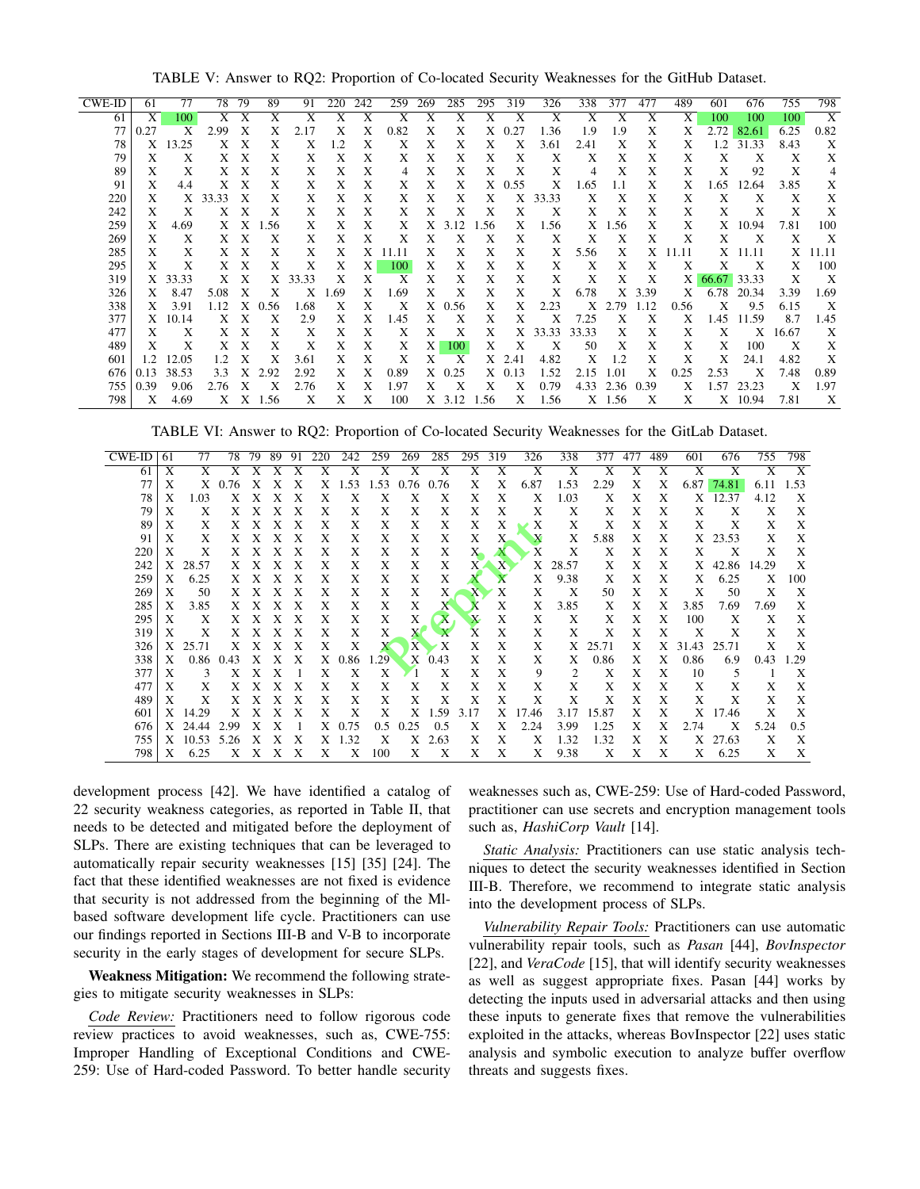TABLE V: Answer to RQ2: Proportion of Co-located Security Weaknesses for the GitHub Dataset.

| CWE-ID | 61 | 77 | 78 | 79 | 89 | 91 | 220 | 242 | 259 | 269 | 285 | 295 | 319 | 326 | 338 | 377 | 477 | 489 | 601 | 676 | 755 | 798 |
|---|---|---|---|---|---|---|---|---|---|---|---|---|---|---|---|---|---|---|---|---|---|---|
| 61 | X | 100 | X | X | X | X | X | X | X | X | X | X | X | X | X | X | X | X | 100 | 100 | 100 | X |
| 77 | 0.27 | X | 2.99 | X | X | 2.17 | X | X | 0.82 | X | X | X | 0.27 | 1.36 | 1.9 | 1.9 | X | X | 2.72 | 82.61 | 6.25 | 0.82 |
| 78 | X | 13.25 | X | X | X | X | 1.2 | X | X | X | X | X | X | 3.61 | 2.41 | X | X | X | 1.2 | 31.33 | 8.43 | X |
| 79 | X | X | X | X | X | X | X | X | X | X | X | X | X | X | X | X | X | X | X | X | X | X |
| 89 | X | X | X | X | X | X | X | X | 4 | X | X | X | X | X | 4 | X | X | X | X | 92 | X | 4 |
| 91 | X | 4.4 | X | X | X | X | X | X | X | X | X | X | 0.55 | X | 1.65 | 1.1 | X | X | 1.65 | 12.64 | 3.85 | X |
| 220 | X | X | 33.33 | X | X | X | X | X | X | X | X | X | X | 33.33 | X | X | X | X | X | X | X | X |
| 242 | X | X | X | X | X | X | X | X | X | X | X | X | X | X | X | X | X | X | X | X | X | X |
| 259 | X | 4.69 | X | X | 1.56 | X | X | X | X | X | 3.12 | 1.56 | X | 1.56 | X | 1.56 | X | X | X | 10.94 | 7.81 | 100 |
| 269 | X | X | X | X | X | X | X | X | X | X | X | X | X | X | X | X | X | X | X | X | X | X |
| 285 | X | X | X | X | X | X | X | X | 11.11 | X | X | X | X | X | 5.56 | X | X | 11.11 | X | 11.11 | X | 11.11 |
| 295 | X | X | X | X | X | X | X | X | 100 | X | X | X | X | X | X | X | X | X | X | X | X | 100 |
| 319 | X | 33.33 | X | X | X | 33.33 | X | X | X | X | X | X | X | X | X | X | X | X | 66.67 | 33.33 | X | X |
| 326 | X | 8.47 | 5.08 | X | X | X | 1.69 | X | 1.69 | X | X | X | X | X | 6.78 | X | 3.39 | X | 6.78 | 20.34 | 3.39 | 1.69 |
| 338 | X | 3.91 | 1.12 | X | 0.56 | 1.68 | X | X | X | X | 0.56 | X | X | 2.23 | X | 2.79 | 1.12 | 0.56 | X | 9.5 | 6.15 | X |
| 377 | X | 10.14 | X | X | X | 2.9 | X | X | 1.45 | X | X | X | X | X | 7.25 | X | X | X | 1.45 | 11.59 | 8.7 | 1.45 |
| 477 | X | X | X | X | X | X | X | X | X | X | X | X | X | 33.33 | 33.33 | X | X | X | X | X | 16.67 | X |
| 489 | X | X | X | X | X | X | X | X | X | X | 100 | X | X | X | 50 | X | X | X | X | 100 | X | X |
| 601 | 1.2 | 12.05 | 1.2 | X | X | 3.61 | X | X | X | X | X | X | 2.41 | 4.82 | X | 1.2 | X | X | X | 24.1 | 4.82 | X |
| 676 | 0.13 | 38.53 | 3.3 | X | 2.92 | 2.92 | X | X | 0.89 | X | 0.25 | X | 0.13 | 1.52 | 2.15 | 1.01 | X | 0.25 | 2.53 | X | 7.48 | 0.89 |
| 755 | 0.39 | 9.06 | 2.76 | X | X | 2.76 | X | X | 1.97 | X | X | X | X | 0.79 | 4.33 | 2.36 | 0.39 | X | 1.57 | 23.23 | X | 1.97 |
| 798 | X | 4.69 | X | X | 1.56 | X | X | X | 100 | X | 3.12 | 1.56 | X | 1.56 | X | 1.56 | X | X | X | 10.94 | 7.81 | X |

TABLE VI: Answer to RQ2: Proportion of Co-located Security Weaknesses for the GitLab Dataset.

| CWE-ID | 61 | 77 | 78 | 79 | 89 | 91 | 220 | 242 | 259 | 269 | 285 | 295 | 319 | 326 | 338 | 377 | 477 | 489 | 601 | 676 | 755 | 798 |
|---|---|---|---|---|---|---|---|---|---|---|---|---|---|---|---|---|---|---|---|---|---|---|
| 61 | X | X | X | X | X | X | X | X | X | X | X | X | X | X | X | X | X | X | X | X | X | X |
| 77 | X | X | 0.76 | X | X | X | X | 1.53 | 1.53 | 0.76 | 0.76 | X | X | 6.87 | 1.53 | 2.29 | X | X | 6.87 | 74.81 | 6.11 | 1.53 |
| 78 | X | 1.03 | X | X | X | X | X | X | X | X | X | X | X | X | 1.03 | X | X | X | X | 12.37 | 4.12 | X |
| 79 | X | X | X | X | X | X | X | X | X | X | X | X | X | X | X | X | X | X | X | X | X | X |
| 89 | X | X | X | X | X | X | X | X | X | X | X | X | X | X | X | X | X | X | X | X | X | X |
| 91 | X | X | X | X | X | X | X | X | X | X | X | X | X | X | X | 5.88 | X | X | X | 23.53 | X | X |
| 220 | X | X | X | X | X | X | X | X | X | X | X | X | X | X | X | X | X | X | X | X | X | X |
| 242 | X | 28.57 | X | X | X | X | X | X | X | X | X | X | X | X | 28.57 | X | X | X | X | 42.86 | 14.29 | X |
| 259 | X | 6.25 | X | X | X | X | X | X | X | X | X | X | X | X | 9.38 | X | X | X | X | 6.25 | X | 100 |
| 269 | X | 50 | X | X | X | X | X | X | X | X | X | X | X | X | X | 50 | X | X | X | 50 | X | X |
| 285 | X | 3.85 | X | X | X | X | X | X | X | X | X | X | X | X | 3.85 | X | X | X | 3.85 | 7.69 | 7.69 | X |
| 295 | X | X | X | X | X | X | X | X | X | X | X | X | X | X | X | X | X | X | 100 | X | X | X |
| 319 | X | X | X | X | X | X | X | X | X | X | X | X | X | X | X | X | X | X | X | X | X | X |
| 326 | X | 25.71 | X | X | X | X | X | X | X | X | X | X | X | X | X | 25.71 | X | X | 31.43 | 25.71 | X | X |
| 338 | X | 0.86 | 0.43 | X | X | X | X | 0.86 | 1.29 | X | 0.43 | X | X | X | X | 0.86 | X | X | 0.86 | 6.9 | 0.43 | 1.29 |
| 377 | X | 3 | X | X | X | 1 | X | X | X | 1 | X | X | X | 9 | 2 | X | X | X | 10 | 5 | 1 | X |
| 477 | X | X | X | X | X | X | X | X | X | X | X | X | X | X | X | X | X | X | X | X | X | X |
| 489 | X | X | X | X | X | X | X | X | X | X | X | X | X | X | X | X | X | X | X | X | X | X |
| 601 | X | 14.29 | X | X | X | X | X | X | X | X | 1.59 | 3.17 | X | 17.46 | 3.17 | 15.87 | X | X | X | 17.46 | X | X |
| 676 | X | 24.44 | 2.99 | X | X | 1 | X | 0.75 | 0.5 | 0.25 | 0.5 | X | X | 2.24 | 3.99 | 1.25 | X | X | 2.74 | X | 5.24 | 0.5 |
| 755 | X | 10.53 | 5.26 | X | X | X | X | 1.32 | X | X | 2.63 | X | X | X | 1.32 | 1.32 | X | X | X | 27.63 | X | X |
| 798 | X | 6.25 | X | X | X | X | X | X | 100 | X | X | X | X | X | 9.38 | X | X | X | X | 6.25 | X | X |

development process [42]. We have identified a catalog of 22 security weakness categories, as reported in Table II, that needs to be detected and mitigated before the deployment of SLPs. There are existing techniques that can be leveraged to automatically repair security weaknesses [15] [35] [24]. The fact that these identified weaknesses are not fixed is evidence that security is not addressed from the beginning of the Ml-based software development life cycle. Practitioners can use our findings reported in Sections III-B and V-B to incorporate security in the early stages of development for secure SLPs.

**Weakness Mitigation:** We recommend the following strategies to mitigate security weaknesses in SLPs:

*Code Review:* Practitioners need to follow rigorous code review practices to avoid weaknesses, such as, CWE-755: Improper Handling of Exceptional Conditions and CWE-259: Use of Hard-coded Password. To better handle security weaknesses such as, CWE-259: Use of Hard-coded Password, practitioner can use secrets and encryption management tools such as, *HashiCorp Vault* [14].

*Static Analysis:* Practitioners can use static analysis techniques to detect the security weaknesses identified in Section III-B. Therefore, we recommend to integrate static analysis into the development process of SLPs.

*Vulnerability Repair Tools:* Practitioners can use automatic vulnerability repair tools, such as *Pasan* [44], *BovInspector* [22], and *VeraCode* [15], that will identify security weaknesses as well as suggest appropriate fixes. Pasan [44] works by detecting the inputs used in adversarial attacks and then using these inputs to generate fixes that remove the vulnerabilities exploited in the attacks, whereas BovInspector [22] uses static analysis and symbolic execution to analyze buffer overflow threats and suggests fixes.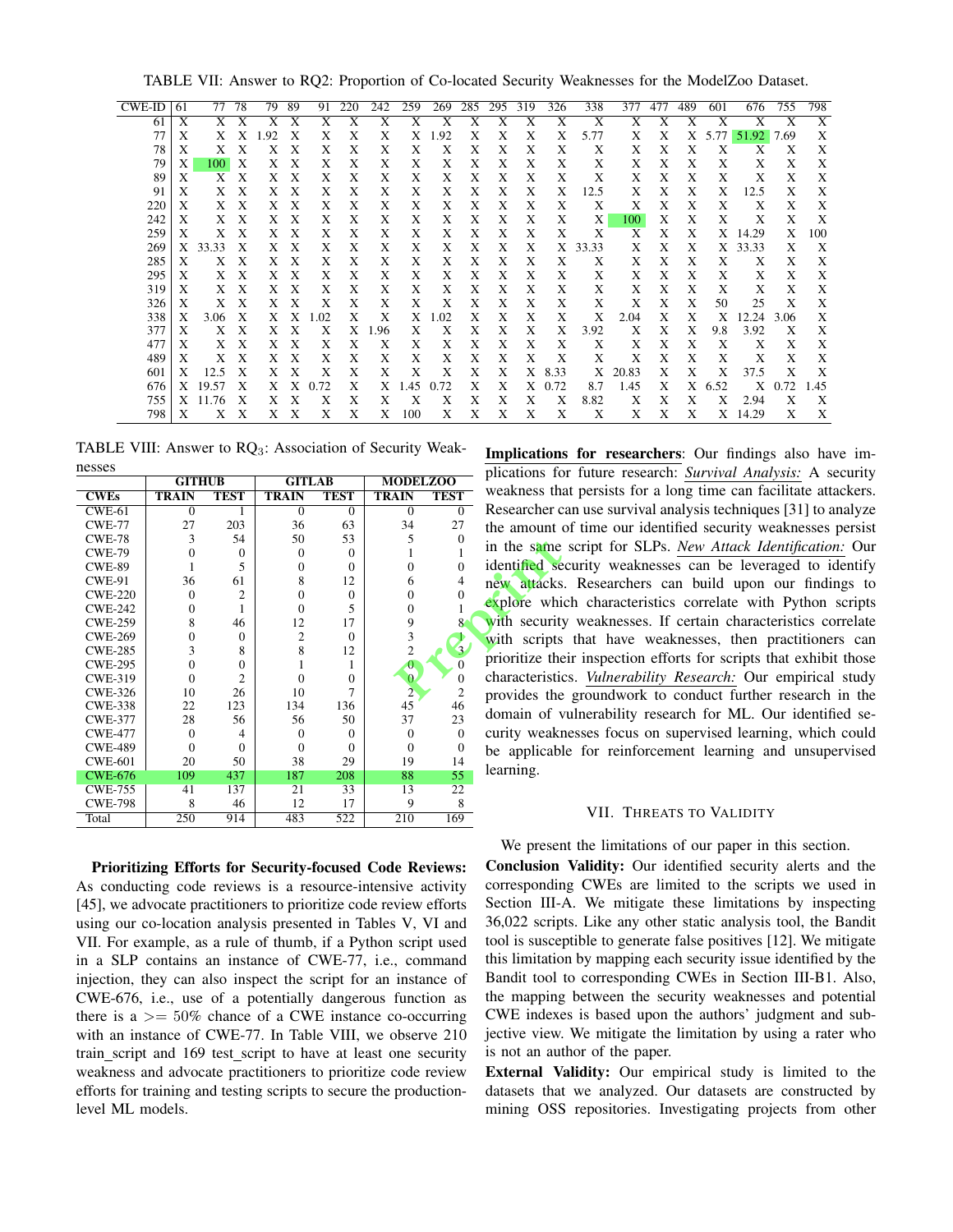TABLE VII: Answer to RQ2: Proportion of Co-located Security Weaknesses for the ModelZoo Dataset.

| CWE-ID | 61 | 77 | 78 | 79 | 89 | 91 | 220 | 242 | 259 | 269 | 285 | 295 | 319 | 326 | 338 | 377 | 477 | 489 | 601 | 676 | 755 | 798 |
|---|---|---|---|---|---|---|---|---|---|---|---|---|---|---|---|---|---|---|---|---|---|---|
| 61 | X | X | X | X | X | X | X | X | X | X | X | X | X | X | X | X | X | X | X | X | X | X |
| 77 | X | X | X | 1.92 | X | X | X | X | X | 1.92 | X | X | X | X | 5.77 | X | X | X | 5.77 | 51.92 | 7.69 | X |
| 78 | X | X | X | X | X | X | X | X | X | X | X | X | X | X | X | X | X | X | X | X | X | X |
| 79 | X | 100 | X | X | X | X | X | X | X | X | X | X | X | X | X | X | X | X | X | X | X | X |
| 89 | X | X | X | X | X | X | X | X | X | X | X | X | X | X | X | X | X | X | X | X | X | X |
| 91 | X | X | X | X | X | X | X | X | X | X | X | X | X | X | 12.5 | X | X | X | X | 12.5 | X | X |
| 220 | X | X | X | X | X | X | X | X | X | X | X | X | X | X | X | X | X | X | X | X | X | X |
| 242 | X | X | X | X | X | X | X | X | X | X | X | X | X | X | X | 100 | X | X | X | X | X | X |
| 259 | X | X | X | X | X | X | X | X | X | X | X | X | X | X | X | X | X | X | X | 14.29 | X | 100 |
| 269 | X | 33.33 | X | X | X | X | X | X | X | X | X | X | X | X | 33.33 | X | X | X | X | 33.33 | X | X |
| 285 | X | X | X | X | X | X | X | X | X | X | X | X | X | X | X | X | X | X | X | X | X | X |
| 295 | X | X | X | X | X | X | X | X | X | X | X | X | X | X | X | X | X | X | X | X | X | X |
| 319 | X | X | X | X | X | X | X | X | X | X | X | X | X | X | X | X | X | X | X | X | X | X |
| 326 | X | X | X | X | X | X | X | X | X | X | X | X | X | X | X | X | X | X | 50 | 25 | X | X |
| 338 | X | 3.06 | X | X | X | 1.02 | X | X | X | 1.02 | X | X | X | X | X | 2.04 | X | X | X | 12.24 | 3.06 | X |
| 377 | X | X | X | X | X | X | X | 1.96 | X | X | X | X | X | X | 3.92 | X | X | X | 9.8 | 3.92 | X | X |
| 477 | X | X | X | X | X | X | X | X | X | X | X | X | X | X | X | X | X | X | X | X | X | X |
| 489 | X | X | X | X | X | X | X | X | X | X | X | X | X | X | X | X | X | X | X | X | X | X |
| 601 | X | 12.5 | X | X | X | X | X | X | X | X | X | X | X | 8.33 | X | 20.83 | X | X | X | 37.5 | X | X |
| 676 | X | 19.57 | X | X | X | 0.72 | X | X | 1.45 | 0.72 | X | X | X | 0.72 | 8.7 | 1.45 | X | X | 6.52 | X | 0.72 | 1.45 |
| 755 | X | 11.76 | X | X | X | X | X | X | X | X | X | X | X | X | 8.82 | X | X | X | X | 2.94 | X | X |
| 798 | X | X | X | X | X | X | X | X | 100 | X | X | X | X | X | X | X | X | X | X | 14.29 | X | X |

TABLE VIII: Answer to $RQ_3$: Association of Security Weaknesses

| | GITHUB | | GITLAB | | MODELZOO | |
|---|---|---|---|---|---|---|
| **CWEs** | **TRAIN** | **TEST** | **TRAIN** | **TEST** | **TRAIN** | **TEST** |
| CWE-61 | 0 | 1 | 0 | 0 | 0 | 0 |
| CWE-77 | 27 | 203 | 36 | 63 | 34 | 27 |
| CWE-78 | 3 | 54 | 50 | 53 | 5 | 0 |
| CWE-79 | 0 | 0 | 0 | 0 | 1 | 1 |
| CWE-89 | 1 | 5 | 0 | 0 | 0 | 0 |
| CWE-91 | 36 | 61 | 8 | 12 | 6 | 4 |
| CWE-220 | 0 | 2 | 0 | 0 | 0 | 0 |
| CWE-242 | 0 | 1 | 0 | 5 | 0 | 1 |
| CWE-259 | 8 | 46 | 12 | 17 | 9 | 8 |
| CWE-269 | 0 | 0 | 2 | 0 | 3 | 1 |
| CWE-285 | 3 | 8 | 8 | 12 | 2 | 3 |
| CWE-295 | 0 | 0 | 1 | 1 | 0 | 0 |
| CWE-319 | 0 | 2 | 0 | 0 | 0 | 0 |
| CWE-326 | 10 | 26 | 10 | 7 | 2 | 2 |
| CWE-338 | 22 | 123 | 134 | 136 | 45 | 46 |
| CWE-377 | 28 | 56 | 56 | 50 | 37 | 23 |
| CWE-477 | 0 | 4 | 0 | 0 | 0 | 0 |
| CWE-489 | 0 | 0 | 0 | 0 | 0 | 0 |
| CWE-601 | 20 | 50 | 38 | 29 | 19 | 14 |
| CWE-676 | 109 | 437 | 187 | 208 | 88 | 55 |
| CWE-755 | 41 | 137 | 21 | 33 | 13 | 22 |
| CWE-798 | 8 | 46 | 12 | 17 | 9 | 8 |
| Total | 250 | 914 | 483 | 522 | 210 | 169 |

**Prioritizing Efforts for Security-focused Code Reviews:** As conducting code reviews is a resource-intensive activity [45], we advocate practitioners to prioritize code review efforts using our co-location analysis presented in Tables V, VI and VII. For example, as a rule of thumb, if a Python script used in a SLP contains an instance of CWE-77, i.e., command injection, they can also inspect the script for an instance of CWE-676, i.e., use of a potentially dangerous function as there is a $>= 50\%$ chance of a CWE instance co-occurring with an instance of CWE-77. In Table VIII, we observe 210 train_script and 169 test_script to have at least one security weakness and advocate practitioners to prioritize code review efforts for training and testing scripts to secure the production-level ML models.

**Implications for researchers**: Our findings also have implications for future research: ***Survival Analysis:*** A security weakness that persists for a long time can facilitate attackers. Researcher can use survival analysis techniques [31] to analyze the amount of time our identified security weaknesses persist in the same script for SLPs. *New Attack Identification:* Our identified security weaknesses can be leveraged to identify new attacks. Researchers can build upon our findings to explore which characteristics correlate with Python scripts with security weaknesses. If certain characteristics correlate with scripts that have weaknesses, then practitioners can prioritize their inspection efforts for scripts that exhibit those characteristics. *Vulnerability Research:* Our empirical study provides the groundwork to conduct further research in the domain of vulnerability research for ML. Our identified security weaknesses focus on supervised learning, which could be applicable for reinforcement learning and unsupervised learning.

## VII. Threats to Validity

We present the limitations of our paper in this section.

**Conclusion Validity:** Our identified security alerts and the corresponding CWEs are limited to the scripts we used in Section III-A. We mitigate these limitations by inspecting 36,022 scripts. Like any other static analysis tool, the Bandit tool is susceptible to generate false positives [12]. We mitigate this limitation by mapping each security issue identified by the Bandit tool to corresponding CWEs in Section III-B1. Also, the mapping between the security weaknesses and potential CWE indexes is based upon the authors' judgment and subjective view. We mitigate the limitation by using a rater who is not an author of the paper.

**External Validity:** Our empirical study is limited to the datasets that we analyzed. Our datasets are constructed by mining OSS repositories. Investigating projects from other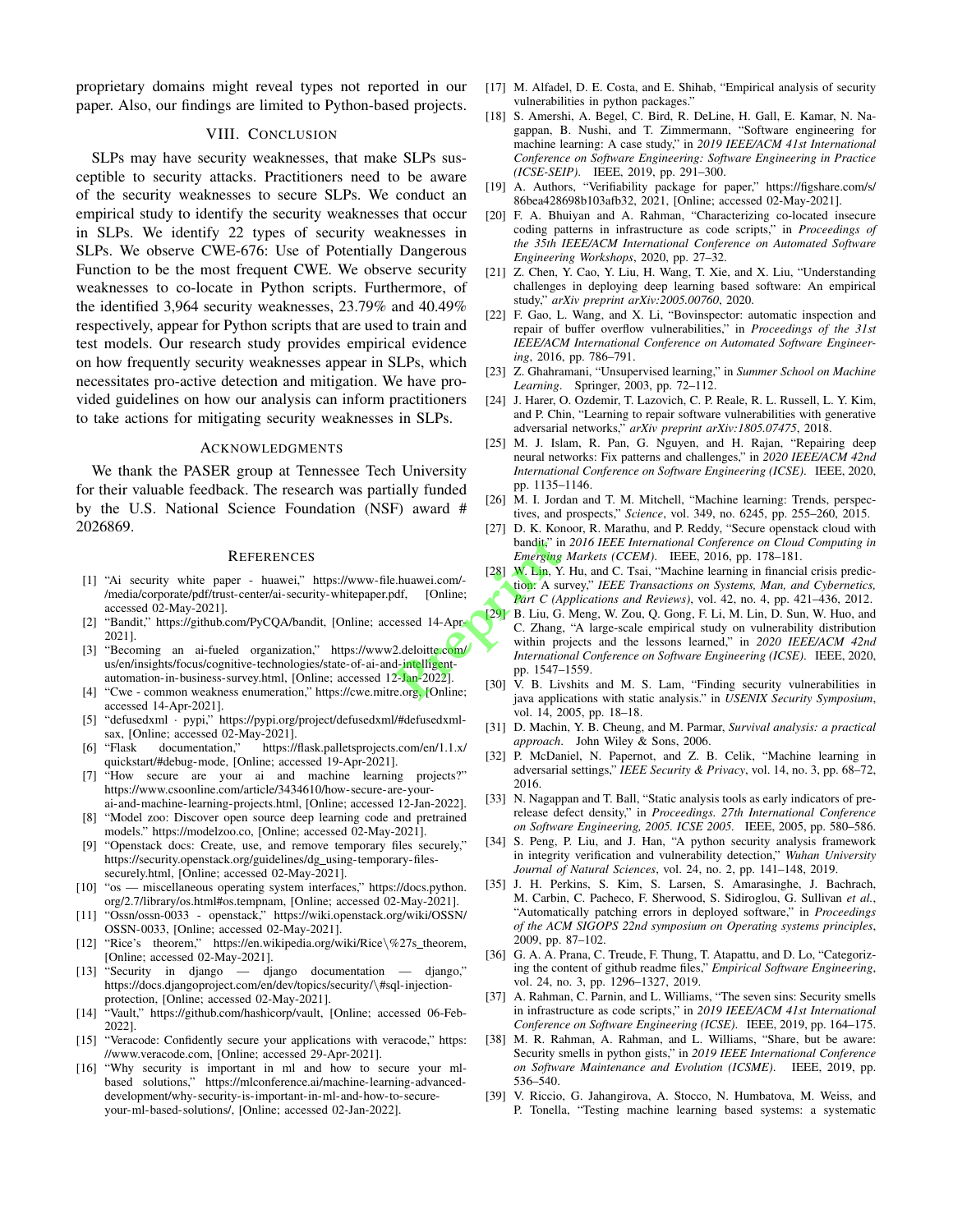proprietary domains might reveal types not reported in our paper. Also, our findings are limited to Python-based projects.

## VIII. Conclusion

SLPs may have security weaknesses, that make SLPs susceptible to security attacks. Practitioners need to be aware of the security weaknesses to secure SLPs. We conduct an empirical study to identify the security weaknesses that occur in SLPs. We identify 22 types of security weaknesses in SLPs. We observe CWE-676: Use of Potentially Dangerous Function to be the most frequent CWE. We observe security weaknesses to co-locate in Python scripts. Furthermore, of the identified 3,964 security weaknesses, 23.79% and 40.49% respectively, appear for Python scripts that are used to train and test models. Our research study provides empirical evidence on how frequently security weaknesses appear in SLPs, which necessitates pro-active detection and mitigation. We have provided guidelines on how our analysis can inform practitioners to take actions for mitigating security weaknesses in SLPs.

## Acknowledgments

We thank the PASER group at Tennessee Tech University for their valuable feedback. The research was partially funded by the U.S. National Science Foundation (NSF) award # 2026869.

## References

[1] "Ai security white paper - huawei," https://www-file.huawei.com/-/media/corporate/pdf/trust-center/ai-security-whitepaper.pdf, [Online; accessed 02-May-2021].

[2] "Bandit," https://github.com/PyCQA/bandit, [Online; accessed 14-Apr-2021].

[3] "Becoming an ai-fueled organization," https://www2.deloitte.com/us/en/insights/focus/cognitive-technologies/state-of-ai-and-intelligent-automation-in-business-survey.html, [Online; accessed 12-Jan-2022].

[4] "Cwe - common weakness enumeration," https://cwe.mitre.org, [Online; accessed 14-Apr-2021].

[5] "defusedxml · pypi," https://pypi.org/project/defusedxml/#defusedxml-sax, [Online; accessed 02-May-2021].

[6] "Flask documentation," https://flask.palletsprojects.com/en/1.1.x/quickstart/#debug-mode, [Online; accessed 19-Apr-2021].

[7] "How secure are your ai and machine learning projects?" https://www.csoonline.com/article/3434610/how-secure-are-your-ai-and-machine-learning-projects.html, [Online; accessed 12-Jan-2022].

[8] "Model zoo: Discover open source deep learning code and pretrained models." https://modelzoo.co, [Online; accessed 02-May-2021].

[9] "Openstack docs: Create, use, and remove temporary files securely," https://security.openstack.org/guidelines/dg_using-temporary-files-securely.html, [Online; accessed 02-May-2021].

[10] "os — miscellaneous operating system interfaces," https://docs.python.org/2.7/library/os.html#os.tempnam, [Online; accessed 02-May-2021].

[11] "Ossn/ossn-0033 - openstack," https://wiki.openstack.org/wiki/OSSN/OSSN-0033, [Online; accessed 02-May-2021].

[12] "Rice's theorem," https://en.wikipedia.org/wiki/Rice\%27s_theorem, [Online; accessed 02-May-2021].

[13] "Security in django — django documentation — django," https://docs.djangoproject.com/en/dev/topics/security/\#sql-injection-protection, [Online; accessed 02-May-2021].

[14] "Vault," https://github.com/hashicorp/vault, [Online; accessed 06-Feb-2022].

[15] "Veracode: Confidently secure your applications with veracode," https://www.veracode.com, [Online; accessed 29-Apr-2021].

[16] "Why security is important in ml and how to secure your ml-based solutions," https://mlconference.ai/machine-learning-advanced-development/why-security-is-important-in-ml-and-how-to-secure-your-ml-based-solutions/, [Online; accessed 02-Jan-2022].

[17] M. Alfadel, D. E. Costa, and E. Shihab, "Empirical analysis of security vulnerabilities in python packages."

[18] S. Amershi, A. Begel, C. Bird, R. DeLine, H. Gall, E. Kamar, N. Nagappan, B. Nushi, and T. Zimmermann, "Software engineering for machine learning: A case study," in *2019 IEEE/ACM 41st International Conference on Software Engineering: Software Engineering in Practice (ICSE-SEIP)*. IEEE, 2019, pp. 291–300.

[19] A. Authors, "Verifiability package for paper," https://figshare.com/s/86bea428698b103afb32, 2021, [Online; accessed 02-May-2021].

[20] F. A. Bhuiyan and A. Rahman, "Characterizing co-located insecure coding patterns in infrastructure as code scripts," in *Proceedings of the 35th IEEE/ACM International Conference on Automated Software Engineering Workshops*, 2020, pp. 27–32.

[21] Z. Chen, Y. Cao, Y. Liu, H. Wang, T. Xie, and X. Liu, "Understanding challenges in deploying deep learning based software: An empirical study," *arXiv preprint arXiv:2005.00760*, 2020.

[22] F. Gao, L. Wang, and X. Li, "Bovinspector: automatic inspection and repair of buffer overflow vulnerabilities," in *Proceedings of the 31st IEEE/ACM International Conference on Automated Software Engineering*, 2016, pp. 786–791.

[23] Z. Ghahramani, "Unsupervised learning," in *Summer School on Machine Learning*. Springer, 2003, pp. 72–112.

[24] J. Harer, O. Ozdemir, T. Lazovich, C. P. Reale, R. L. Russell, L. Y. Kim, and P. Chin, "Learning to repair software vulnerabilities with generative adversarial networks," *arXiv preprint arXiv:1805.07475*, 2018.

[25] M. J. Islam, R. Pan, G. Nguyen, and H. Rajan, "Repairing deep neural networks: Fix patterns and challenges," in *2020 IEEE/ACM 42nd International Conference on Software Engineering (ICSE)*. IEEE, 2020, pp. 1135–1146.

[26] M. I. Jordan and T. M. Mitchell, "Machine learning: Trends, perspectives, and prospects," *Science*, vol. 349, no. 6245, pp. 255–260, 2015.

[27] D. K. Konoor, R. Marathu, and P. Reddy, "Secure openstack cloud with bandit," in *2016 IEEE International Conference on Cloud Computing in Emerging Markets (CCEM)*. IEEE, 2016, pp. 178–181.

[28] W.-Y. Lin, Y. Hu, and C. Tsai, "Machine learning in financial crisis prediction: A survey," *IEEE Transactions on Systems, Man, and Cybernetics, Part C (Applications and Reviews)*, vol. 42, no. 4, pp. 421–436, 2012.

[29] B. Liu, G. Meng, W. Zou, Q. Gong, F. Li, M. Lin, D. Sun, W. Huo, and C. Zhang, "A large-scale empirical study on vulnerability distribution within projects and the lessons learned," in *2020 IEEE/ACM 42nd International Conference on Software Engineering (ICSE)*. IEEE, 2020, pp. 1547–1559.

[30] V. B. Livshits and M. S. Lam, "Finding security vulnerabilities in java applications with static analysis." in *USENIX Security Symposium*, vol. 14, 2005, pp. 18–18.

[31] D. Machin, Y. B. Cheung, and M. Parmar, *Survival analysis: a practical approach*. John Wiley & Sons, 2006.

[32] P. McDaniel, N. Papernot, and Z. B. Celik, "Machine learning in adversarial settings," *IEEE Security & Privacy*, vol. 14, no. 3, pp. 68–72, 2016.

[33] N. Nagappan and T. Ball, "Static analysis tools as early indicators of pre-release defect density," in *Proceedings. 27th International Conference on Software Engineering, 2005. ICSE 2005.* IEEE, 2005, pp. 580–586.

[34] S. Peng, P. Liu, and J. Han, "A python security analysis framework in integrity verification and vulnerability detection," *Wuhan University Journal of Natural Sciences*, vol. 24, no. 2, pp. 141–148, 2019.

[35] J. H. Perkins, S. Kim, S. Larsen, S. Amarasinghe, J. Bachrach, M. Carbin, C. Pacheco, F. Sherwood, S. Sidiroglou, G. Sullivan *et al.*, "Automatically patching errors in deployed software," in *Proceedings of the ACM SIGOPS 22nd symposium on Operating systems principles*, 2009, pp. 87–102.

[36] G. A. A. Prana, C. Treude, F. Thung, T. Atapattu, and D. Lo, "Categorizing the content of github readme files," *Empirical Software Engineering*, vol. 24, no. 3, pp. 1296–1327, 2019.

[37] A. Rahman, C. Parnin, and L. Williams, "The seven sins: Security smells in infrastructure as code scripts," in *2019 IEEE/ACM 41st International Conference on Software Engineering (ICSE)*. IEEE, 2019, pp. 164–175.

[38] M. R. Rahman, A. Rahman, and L. Williams, "Share, but be aware: Security smells in python gists," in *2019 IEEE International Conference on Software Maintenance and Evolution (ICSME)*. IEEE, 2019, pp. 536–540.

[39] V. Riccio, G. Jahangirova, A. Stocco, N. Humbatova, M. Weiss, and P. Tonella, "Testing machine learning based systems: a systematic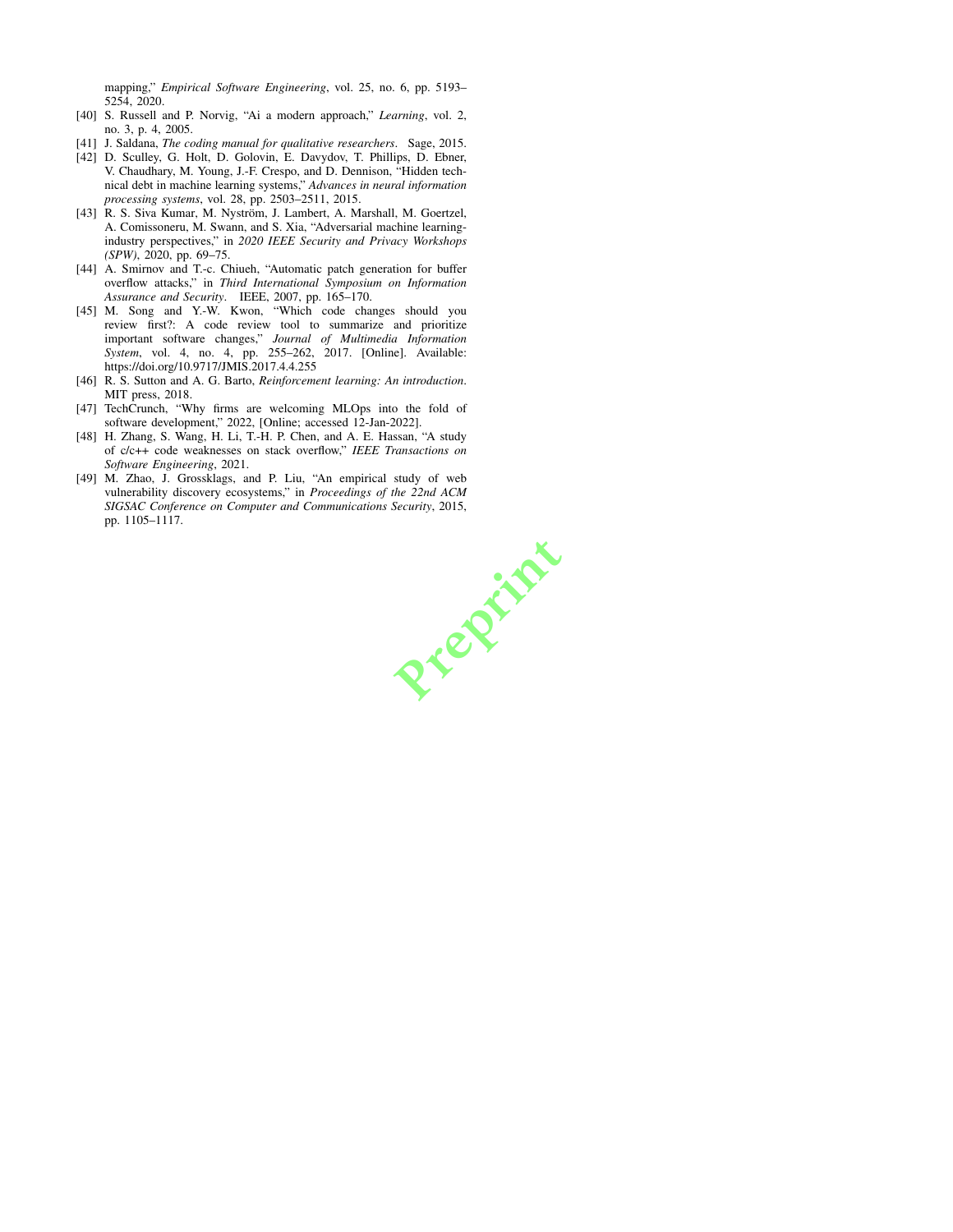mapping," *Empirical Software Engineering*, vol. 25, no. 6, pp. 5193–5254, 2020.

[40] S. Russell and P. Norvig, "Ai a modern approach," *Learning*, vol. 2, no. 3, p. 4, 2005.

[41] J. Saldana, *The coding manual for qualitative researchers*. Sage, 2015.

[42] D. Sculley, G. Holt, D. Golovin, E. Davydov, T. Phillips, D. Ebner, V. Chaudhary, M. Young, J.-F. Crespo, and D. Dennison, "Hidden technical debt in machine learning systems," *Advances in neural information processing systems*, vol. 28, pp. 2503–2511, 2015.

[43] R. S. Siva Kumar, M. Nyström, J. Lambert, A. Marshall, M. Goertzel, A. Comissoneru, M. Swann, and S. Xia, "Adversarial machine learning-industry perspectives," in *2020 IEEE Security and Privacy Workshops (SPW)*, 2020, pp. 69–75.

[44] A. Smirnov and T.-c. Chiueh, "Automatic patch generation for buffer overflow attacks," in *Third International Symposium on Information Assurance and Security*. IEEE, 2007, pp. 165–170.

[45] M. Song and Y.-W. Kwon, "Which code changes should you review first?: A code review tool to summarize and prioritize important software changes," *Journal of Multimedia Information System*, vol. 4, no. 4, pp. 255–262, 2017. [Online]. Available: https://doi.org/10.9717/JMIS.2017.4.4.255

[46] R. S. Sutton and A. G. Barto, *Reinforcement learning: An introduction*. MIT press, 2018.

[47] TechCrunch, "Why firms are welcoming MLOps into the fold of software development," 2022, [Online; accessed 12-Jan-2022].

[48] H. Zhang, S. Wang, H. Li, T.-H. P. Chen, and A. E. Hassan, "A study of c/c++ code weaknesses on stack overflow," *IEEE Transactions on Software Engineering*, 2021.

[49] M. Zhao, J. Grossklags, and P. Liu, "An empirical study of web vulnerability discovery ecosystems," in *Proceedings of the 22nd ACM SIGSAC Conference on Computer and Communications Security*, 2015, pp. 1105–1117.

Preprint